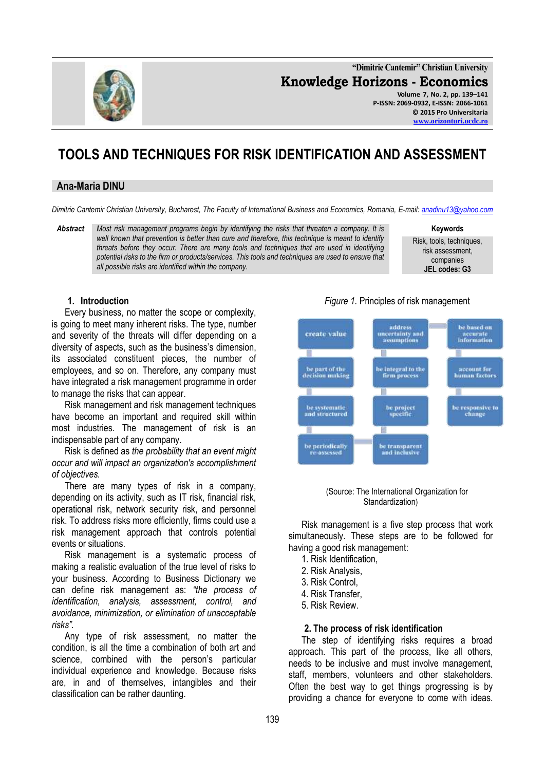# TOOLS AND TECHNIQUES FOR RISK IDENTIFICATION AND ASSESSMENT

## Ana-Maria DINU

*Dimitrie Cantemir Christian University, Bucharest, The Faculty of International Business and Economics, Romania, E-mail: anadinu13@yahoo.com*

**Abstract** *Most risk management programs begin by identifying the risks that threaten a company. It is well known that prevention is better than cure and therefore, this technique is meant to identify threats before they occur. There are many tools and techniques that are used in identifying potential risks to the firm or products/services. This tools and techniques are used to ensure that all possible risks are identified within the company.*

**Keywords**
Risk, tools, techniques, risk assessment, companies
**JEL codes: G3**

### 1. Introduction

Every business, no matter the scope or complexity, is going to meet many inherent risks. The type, number and severity of the threats will differ depending on a diversity of aspects, such as the business's dimension, its associated constituent pieces, the number of employees, and so on. Therefore, any company must have integrated a risk management programme in order to manage the risks that can appear.

Risk management and risk management techniques have become an important and required skill within most industries. The management of risk is an indispensable part of any company.

Risk is defined as *the probability that an event might occur and will impact an organization's accomplishment of objectives.*

There are many types of risk in a company, depending on its activity, such as IT risk, financial risk, operational risk, network security risk, and personnel risk. To address risks more efficiently, firms could use a risk management approach that controls potential events or situations.

Risk management is a systematic process of making a realistic evaluation of the true level of risks to your business. According to Business Dictionary we can define risk management as: *"the process of identification, analysis, assessment, control, and avoidance, minimization, or elimination of unacceptable risks".*

Any type of risk assessment, no matter the condition, is all the time a combination of both art and science, combined with the person's particular individual experience and knowledge. Because risks are, in and of themselves, intangibles and their classification can be rather daunting.

*Figure 1.* Principles of risk management

| create value | address uncertainty and assumptions | be based on accurate information |
|---|---|---|
| be part of the decision making | be integral to the firm process | account for human factors |
| be systematic and structured | be project specific | be responsive to change |
| be periodically re-assessed | be transparent and inclusive | |

(Source: The International Organization for Standardization)

Risk management is a five step process that work simultaneously. These steps are to be followed for having a good risk management:

1. Risk Identification,
2. Risk Analysis,
3. Risk Control,
4. Risk Transfer,
5. Risk Review.

### 2. The process of risk identification

The step of identifying risks requires a broad approach. This part of the process, like all others, needs to be inclusive and must involve management, staff, members, volunteers and other stakeholders. Often the best way to get things progressing is by providing a chance for everyone to come with ideas.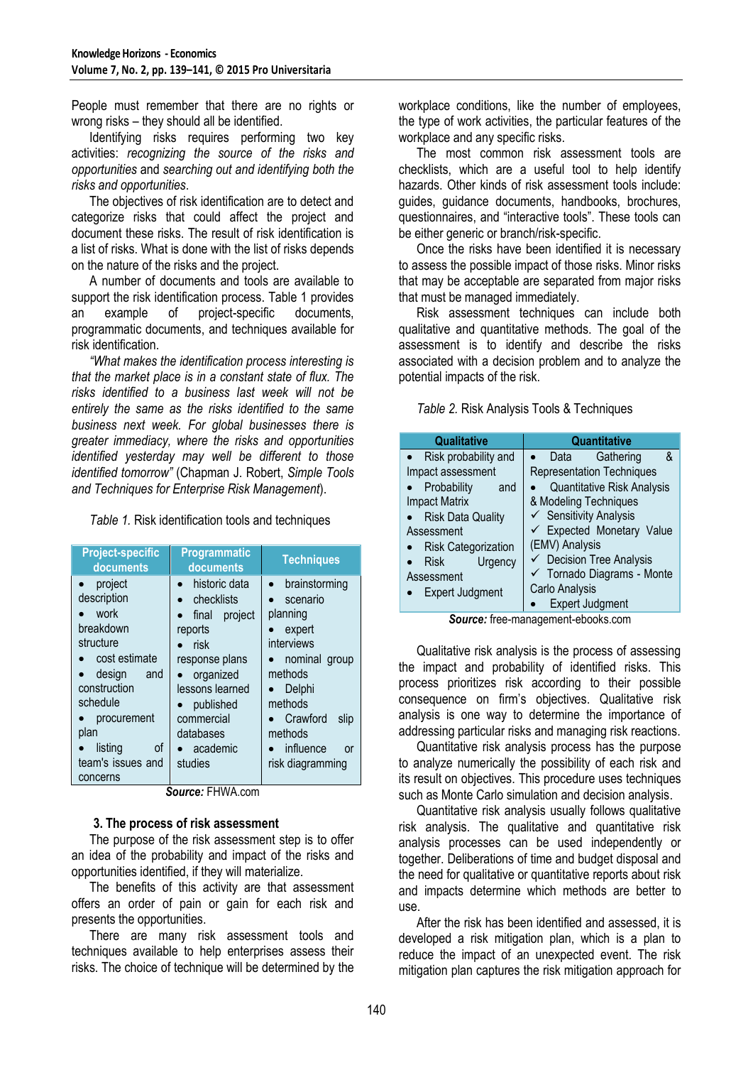People must remember that there are no rights or wrong risks – they should all be identified.

Identifying risks requires performing two key activities: *recognizing the source of the risks and opportunities* and *searching out and identifying both the risks and opportunities*.

The objectives of risk identification are to detect and categorize risks that could affect the project and document these risks. The result of risk identification is a list of risks. What is done with the list of risks depends on the nature of the risks and the project.

A number of documents and tools are available to support the risk identification process. Table 1 provides an example of project-specific documents, programmatic documents, and techniques available for risk identification.

*"What makes the identification process interesting is that the market place is in a constant state of flux. The risks identified to a business last week will not be entirely the same as the risks identified to the same business next week. For global businesses there is greater immediacy, where the risks and opportunities identified yesterday may well be different to those identified tomorrow"* (Chapman J. Robert, *Simple Tools and Techniques for Enterprise Risk Management*).

*Table 1.* Risk identification tools and techniques

| Project-specific documents | Programmatic documents | Techniques |
|---|---|---|
| • project description<br>• work breakdown structure<br>• cost estimate<br>• design and construction schedule<br>• procurement plan<br>• listing of team's issues and concerns | • historic data<br>• checklists<br>• final project reports<br>• risk response plans<br>• organized lessons learned<br>• published commercial databases<br>• academic studies | • brainstorming<br>• scenario planning<br>• expert interviews<br>• nominal group methods<br>• Delphi methods<br>• Crawford slip methods<br>• influence or risk diagramming |

***Source:*** FHWA.com

### 3. The process of risk assessment

The purpose of the risk assessment step is to offer an idea of the probability and impact of the risks and opportunities identified, if they will materialize.

The benefits of this activity are that assessment offers an order of pain or gain for each risk and presents the opportunities.

There are many risk assessment tools and techniques available to help enterprises assess their risks. The choice of technique will be determined by the workplace conditions, like the number of employees, the type of work activities, the particular features of the workplace and any specific risks.

The most common risk assessment tools are checklists, which are a useful tool to help identify hazards. Other kinds of risk assessment tools include: guides, guidance documents, handbooks, brochures, questionnaires, and "interactive tools". These tools can be either generic or branch/risk-specific.

Once the risks have been identified it is necessary to assess the possible impact of those risks. Minor risks that may be acceptable are separated from major risks that must be managed immediately.

Risk assessment techniques can include both qualitative and quantitative methods. The goal of the assessment is to identify and describe the risks associated with a decision problem and to analyze the potential impacts of the risk.

*Table 2.* Risk Analysis Tools & Techniques

| Qualitative | Quantitative |
|---|---|
| • Risk probability and Impact assessment<br>• Probability and Impact Matrix<br>• Risk Data Quality Assessment<br>• Risk Categorization<br>• Risk Urgency Assessment<br>• Expert Judgment | • Data Gathering & Representation Techniques<br>• Quantitative Risk Analysis & Modeling Techniques<br>✓ Sensitivity Analysis<br>✓ Expected Monetary Value (EMV) Analysis<br>✓ Decision Tree Analysis<br>✓ Tornado Diagrams - Monte Carlo Analysis<br>• Expert Judgment |

***Source:*** free-management-ebooks.com

Qualitative risk analysis is the process of assessing the impact and probability of identified risks. This process prioritizes risk according to their possible consequence on firm's objectives. Qualitative risk analysis is one way to determine the importance of addressing particular risks and managing risk reactions.

Quantitative risk analysis process has the purpose to analyze numerically the possibility of each risk and its result on objectives. This procedure uses techniques such as Monte Carlo simulation and decision analysis.

Quantitative risk analysis usually follows qualitative risk analysis. The qualitative and quantitative risk analysis processes can be used independently or together. Deliberations of time and budget disposal and the need for qualitative or quantitative reports about risk and impacts determine which methods are better to use.

After the risk has been identified and assessed, it is developed a risk mitigation plan, which is a plan to reduce the impact of an unexpected event. The risk mitigation plan captures the risk mitigation approach for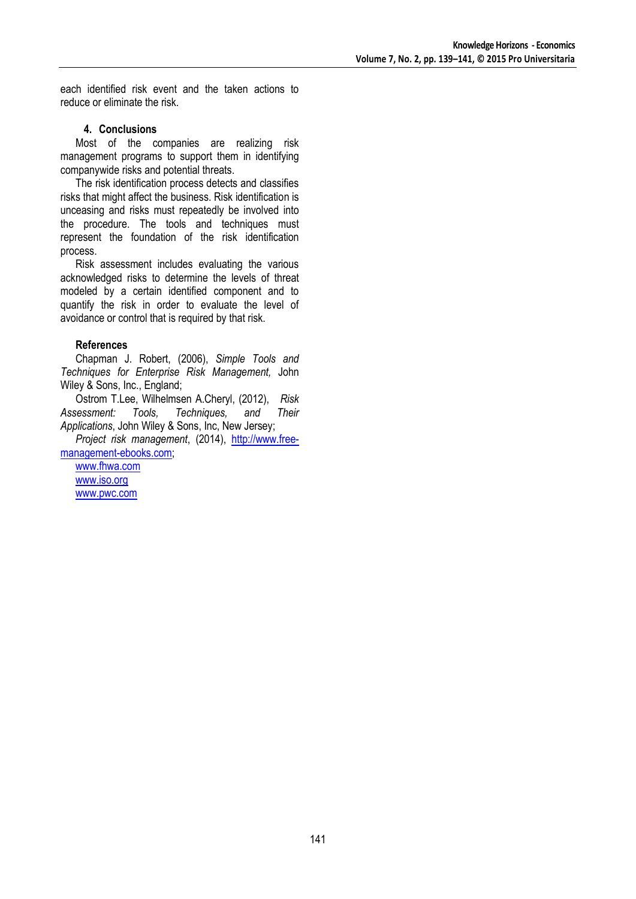each identified risk event and the taken actions to reduce or eliminate the risk.

## 4. Conclusions

Most of the companies are realizing risk management programs to support them in identifying companywide risks and potential threats.

The risk identification process detects and classifies risks that might affect the business. Risk identification is unceasing and risks must repeatedly be involved into the procedure. The tools and techniques must represent the foundation of the risk identification process.

Risk assessment includes evaluating the various acknowledged risks to determine the levels of threat modeled by a certain identified component and to quantify the risk in order to evaluate the level of avoidance or control that is required by that risk.

## References

Chapman J. Robert, (2006), *Simple Tools and Techniques for Enterprise Risk Management,* John Wiley & Sons, Inc., England;

Ostrom T.Lee, Wilhelmsen A.Cheryl, (2012), *Risk Assessment: Tools, Techniques, and Their Applications*, John Wiley & Sons, Inc, New Jersey;

*Project risk management*, (2014), http://www.free-management-ebooks.com;

www.fhwa.com

www.iso.org

www.pwc.com